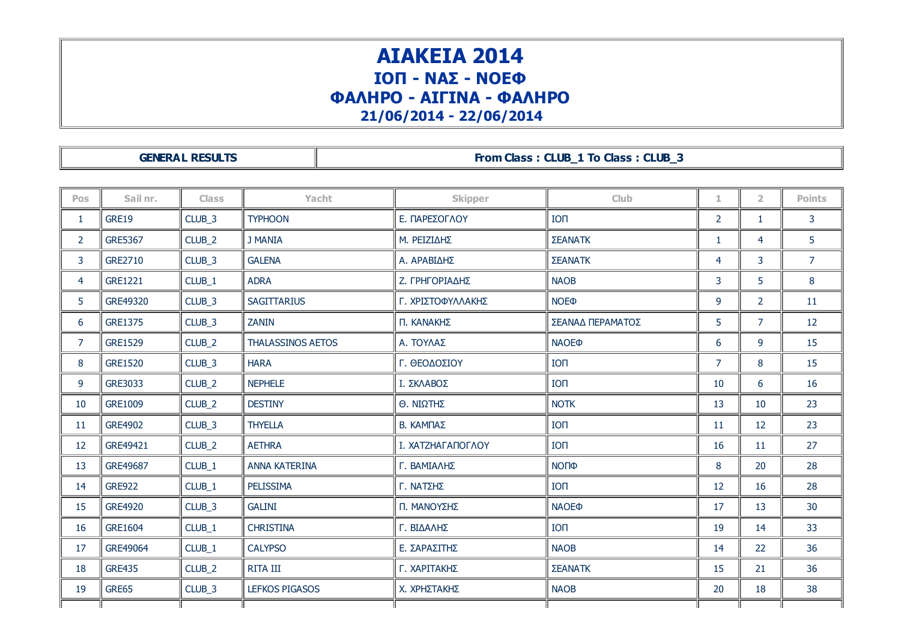# ΑΙΑΚΕΙΑ 2014
## ΙΟΠ - ΝΑΣ - ΝΟΕΦ
## ΦΑΛΗΡΟ - ΑΙΓΙΝΑ - ΦΑΛΗΡΟ
### 21/06/2014 - 22/06/2014

| GENERAL RESULTS | From Class : CLUB_1 To Class : CLUB_3 |
|---|---|

| Pos | Sail nr. | Class | Yacht | Skipper | Club | 1 | 2 | Points |
|---|---|---|---|---|---|---|---|---|
| 1 | GRE19 | CLUB_3 | TYPHOON | Ε. ΠΑΡΕΣΟΓΛΟΥ | ΙΟΠ | 2 | 1 | 3 |
| 2 | GRE5367 | CLUB_2 | J MANIA | Μ. ΡΕΙΖΙΔΗΣ | ΣΕΑΝΑΤΚ | 1 | 4 | 5 |
| 3 | GRE2710 | CLUB_3 | GALENA | Α. ΑΡΑΒΙΔΗΣ | ΣΕΑΝΑΤΚ | 4 | 3 | 7 |
| 4 | GRE1221 | CLUB_1 | ADRA | Ζ. ΓΡΗΓΟΡΙΑΔΗΣ | ΝΑΟΒ | 3 | 5 | 8 |
| 5 | GRE49320 | CLUB_3 | SAGITTARIUS | Γ. ΧΡΙΣΤΟΦΥΛΛΑΚΗΣ | ΝΟΕΦ | 9 | 2 | 11 |
| 6 | GRE1375 | CLUB_3 | ZANIN | Π. ΚΑΝΑΚΗΣ | ΣΕΑΝΑΔ ΠΕΡΑΜΑΤΟΣ | 5 | 7 | 12 |
| 7 | GRE1529 | CLUB_2 | THALASSINOS AETOS | Α. ΤΟΥΛΑΣ | ΝΑΟΕΦ | 6 | 9 | 15 |
| 8 | GRE1520 | CLUB_3 | HARA | Γ. ΘΕΟΔΟΣΙΟΥ | ΙΟΠ | 7 | 8 | 15 |
| 9 | GRE3033 | CLUB_2 | NEPHELE | Ι. ΣΚΛΑΒΟΣ | ΙΟΠ | 10 | 6 | 16 |
| 10 | GRE1009 | CLUB_2 | DESTINY | Θ. ΝΙΩΤΗΣ | ΝΟΤΚ | 13 | 10 | 23 |
| 11 | GRE4902 | CLUB_3 | THYELLA | Β. ΚΑΜΠΑΣ | ΙΟΠ | 11 | 12 | 23 |
| 12 | GRE49421 | CLUB_2 | AETHRA | Ι. ΧΑΤΖΗΑΓΑΠΟΓΛΟΥ | ΙΟΠ | 16 | 11 | 27 |
| 13 | GRE49687 | CLUB_1 | ANNA KATERINA | Γ. ΒΑΜΙΑΛΗΣ | ΝΟΠΦ | 8 | 20 | 28 |
| 14 | GRE922 | CLUB_1 | PELISSIMA | Γ. ΝΑΤΣΗΣ | ΙΟΠ | 12 | 16 | 28 |
| 15 | GRE4920 | CLUB_3 | GALINI | Π. ΜΑΝΟΥΣΗΣ | ΝΑΟΕΦ | 17 | 13 | 30 |
| 16 | GRE1604 | CLUB_1 | CHRISTINA | Γ. ΒΙΔΑΛΗΣ | ΙΟΠ | 19 | 14 | 33 |
| 17 | GRE49064 | CLUB_1 | CALYPSO | Ε. ΣΑΡΑΣΙΤΗΣ | ΝΑΟΒ | 14 | 22 | 36 |
| 18 | GRE435 | CLUB_2 | RITA III | Γ. ΧΑΡΙΤΑΚΗΣ | ΣΕΑΝΑΤΚ | 15 | 21 | 36 |
| 19 | GRE65 | CLUB_3 | LEFKOS PIGASOS | Χ. ΧΡΗΣΤΑΚΗΣ | ΝΑΟΒ | 20 | 18 | 38 |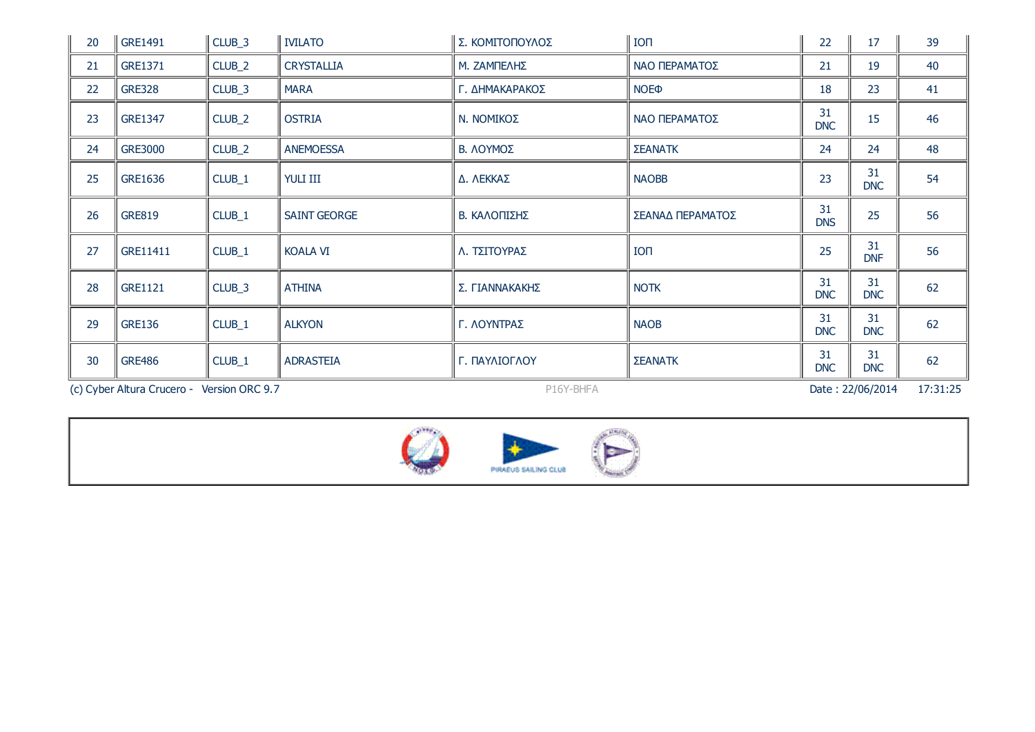| | | | | | | | | |
|---|---|---|---|---|---|---|---|---|
| 20 | GRE1491 | CLUB_3 | IVILATO | Σ. ΚΟΜΙΤΟΠΟΥΛΟΣ | ΙΟΠ | 22 | 17 | 39 |
| 21 | GRE1371 | CLUB_2 | CRYSTALLIA | Μ. ΖΑΜΠΕΛΗΣ | ΝΑΟ ΠΕΡΑΜΑΤΟΣ | 21 | 19 | 40 |
| 22 | GRE328 | CLUB_3 | MARA | Γ. ΔΗΜΑΚΑΡΑΚΟΣ | ΝΟΕΦ | 18 | 23 | 41 |
| 23 | GRE1347 | CLUB_2 | OSTRIA | Ν. ΝΟΜΙΚΟΣ | ΝΑΟ ΠΕΡΑΜΑΤΟΣ | 31 DNC | 15 | 46 |
| 24 | GRE3000 | CLUB_2 | ANEMOESSA | Β. ΛΟΥΜΟΣ | ΣΕΑΝΑΤΚ | 24 | 24 | 48 |
| 25 | GRE1636 | CLUB_1 | YULI III | Δ. ΛΕΚΚΑΣ | ΝΑΟΒΒ | 23 | 31 DNC | 54 |
| 26 | GRE819 | CLUB_1 | SAINT GEORGE | Β. ΚΑΛΟΠΙΣΗΣ | ΣΕΑΝΑΔ ΠΕΡΑΜΑΤΟΣ | 31 DNS | 25 | 56 |
| 27 | GRE11411 | CLUB_1 | KOALA VI | Λ. ΤΣΙΤΟΥΡΑΣ | ΙΟΠ | 25 | 31 DNF | 56 |
| 28 | GRE1121 | CLUB_3 | ATHINA | Σ. ΓΙΑΝΝΑΚΑΚΗΣ | ΝΟΤΚ | 31 DNC | 31 DNC | 62 |
| 29 | GRE136 | CLUB_1 | ALKYON | Γ. ΛΟΥΝΤΡΑΣ | ΝΑΟΒ | 31 DNC | 31 DNC | 62 |
| 30 | GRE486 | CLUB_1 | ADRASTEIA | Γ. ΠΑΥΛΙΟΓΛΟΥ | ΣΕΑΝΑΤΚ | 31 DNC | 31 DNC | 62 |

(c) Cyber Altura Crucero - Version ORC 9.7 P16Y-BHFA Date : 22/06/2014 17:31:25

PIRAEUS SAILING CLUB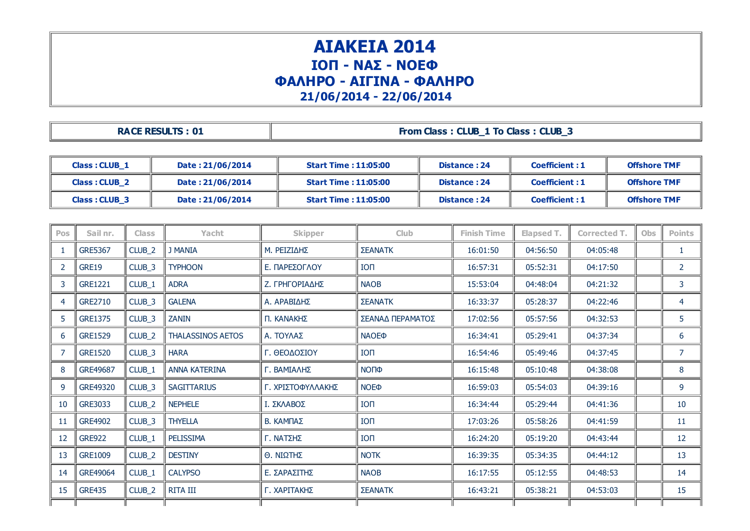# ΑΙΑΚΕΙΑ 2014
## ΙΟΠ - ΝΑΣ - ΝΟΕΦ
## ΦΑΛΗΡΟ - ΑΙΓΙΝΑ - ΦΑΛΗΡΟ
## 21/06/2014 - 22/06/2014

| RACE RESULTS : 01 | From Class : CLUB_1 To Class : CLUB_3 |
|---|---|

| Class : CLUB_1 | Date : 21/06/2014 | Start Time : 11:05:00 | Distance : 24 | Coefficient : 1 | Offshore TMF |
|---|---|---|---|---|---|
| Class : CLUB_2 | Date : 21/06/2014 | Start Time : 11:05:00 | Distance : 24 | Coefficient : 1 | Offshore TMF |
| Class : CLUB_3 | Date : 21/06/2014 | Start Time : 11:05:00 | Distance : 24 | Coefficient : 1 | Offshore TMF |

| Pos | Sail nr. | Class | Yacht | Skipper | Club | Finish Time | Elapsed T. | Corrected T. | Obs | Points |
|---|---|---|---|---|---|---|---|---|---|---|
| 1 | GRE5367 | CLUB_2 | J MANIA | Μ. ΡΕΙΖΙΔΗΣ | ΣΕΑΝΑΤΚ | 16:01:50 | 04:56:50 | 04:05:48 | | 1 |
| 2 | GRE19 | CLUB_3 | TYPHOON | Ε. ΠΑΡΕΣΟΓΛΟΥ | ΙΟΠ | 16:57:31 | 05:52:31 | 04:17:50 | | 2 |
| 3 | GRE1221 | CLUB_1 | ADRA | Ζ. ΓΡΗΓΟΡΙΑΔΗΣ | ΝΑΟΒ | 15:53:04 | 04:48:04 | 04:21:32 | | 3 |
| 4 | GRE2710 | CLUB_3 | GALENA | Α. ΑΡΑΒΙΔΗΣ | ΣΕΑΝΑΤΚ | 16:33:37 | 05:28:37 | 04:22:46 | | 4 |
| 5 | GRE1375 | CLUB_3 | ZANIN | Π. ΚΑΝΑΚΗΣ | ΣΕΑΝΑΔ ΠΕΡΑΜΑΤΟΣ | 17:02:56 | 05:57:56 | 04:32:53 | | 5 |
| 6 | GRE1529 | CLUB_2 | THALASSINOS AETOS | Α. ΤΟΥΛΑΣ | ΝΑΟΕΦ | 16:34:41 | 05:29:41 | 04:37:34 | | 6 |
| 7 | GRE1520 | CLUB_3 | HARA | Γ. ΘΕΟΔΟΣΙΟΥ | ΙΟΠ | 16:54:46 | 05:49:46 | 04:37:45 | | 7 |
| 8 | GRE49687 | CLUB_1 | ANNA KATERINA | Γ. ΒΑΜΙΑΛΗΣ | ΝΟΠΦ | 16:15:48 | 05:10:48 | 04:38:08 | | 8 |
| 9 | GRE49320 | CLUB_3 | SAGITTARIUS | Γ. ΧΡΙΣΤΟΦΥΛΛΑΚΗΣ | ΝΟΕΦ | 16:59:03 | 05:54:03 | 04:39:16 | | 9 |
| 10 | GRE3033 | CLUB_2 | NEPHELE | Ι. ΣΚΛΑΒΟΣ | ΙΟΠ | 16:34:44 | 05:29:44 | 04:41:36 | | 10 |
| 11 | GRE4902 | CLUB_3 | THYELLA | Β. ΚΑΜΠΑΣ | ΙΟΠ | 17:03:26 | 05:58:26 | 04:41:59 | | 11 |
| 12 | GRE922 | CLUB_1 | PELISSIMA | Γ. ΝΑΤΣΗΣ | ΙΟΠ | 16:24:20 | 05:19:20 | 04:43:44 | | 12 |
| 13 | GRE1009 | CLUB_2 | DESTINY | Θ. ΝΙΩΤΗΣ | ΝΟΤΚ | 16:39:35 | 05:34:35 | 04:44:12 | | 13 |
| 14 | GRE49064 | CLUB_1 | CALYPSO | Ε. ΣΑΡΑΣΙΤΗΣ | ΝΑΟΒ | 16:17:55 | 05:12:55 | 04:48:53 | | 14 |
| 15 | GRE435 | CLUB_2 | RITA III | Γ. ΧΑΡΙΤΑΚΗΣ | ΣΕΑΝΑΤΚ | 16:43:21 | 05:38:21 | 04:53:03 | | 15 |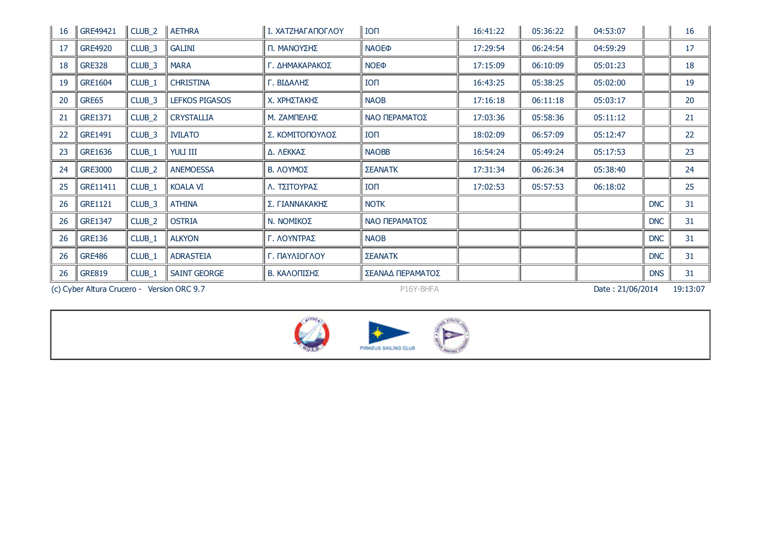| | | | | | | | | | | |
|---|---|---|---|---|---|---|---|---|---|---|
| 16 | GRE49421 | CLUB_2 | AETHRA | Ι. ΧΑΤΖΗΑΓΑΠΟΓΛΟΥ | ΙΟΠ | 16:41:22 | 05:36:22 | 04:53:07 | | 16 |
| 17 | GRE4920 | CLUB_3 | GALINI | Π. ΜΑΝΟΥΣΗΣ | ΝΑΟΕΦ | 17:29:54 | 06:24:54 | 04:59:29 | | 17 |
| 18 | GRE328 | CLUB_3 | MARA | Γ. ΔΗΜΑΚΑΡΑΚΟΣ | ΝΟΕΦ | 17:15:09 | 06:10:09 | 05:01:23 | | 18 |
| 19 | GRE1604 | CLUB_1 | CHRISTINA | Γ. ΒΙΔΑΛΗΣ | ΙΟΠ | 16:43:25 | 05:38:25 | 05:02:00 | | 19 |
| 20 | GRE65 | CLUB_3 | LEFKOS PIGASOS | Χ. ΧΡΗΣΤΑΚΗΣ | ΝΑΟΒ | 17:16:18 | 06:11:18 | 05:03:17 | | 20 |
| 21 | GRE1371 | CLUB_2 | CRYSTALLIA | Μ. ΖΑΜΠΕΛΗΣ | ΝΑΟ ΠΕΡΑΜΑΤΟΣ | 17:03:36 | 05:58:36 | 05:11:12 | | 21 |
| 22 | GRE1491 | CLUB_3 | IVILATO | Σ. ΚΟΜΙΤΟΠΟΥΛΟΣ | ΙΟΠ | 18:02:09 | 06:57:09 | 05:12:47 | | 22 |
| 23 | GRE1636 | CLUB_1 | YULI III | Δ. ΛΕΚΚΑΣ | ΝΑΟΒΒ | 16:54:24 | 05:49:24 | 05:17:53 | | 23 |
| 24 | GRE3000 | CLUB_2 | ANEMOESSA | Β. ΛΟΥΜΟΣ | ΣΕΑΝΑΤΚ | 17:31:34 | 06:26:34 | 05:38:40 | | 24 |
| 25 | GRE11411 | CLUB_1 | KOALA VI | Λ. ΤΣΙΤΟΥΡΑΣ | ΙΟΠ | 17:02:53 | 05:57:53 | 06:18:02 | | 25 |
| 26 | GRE1121 | CLUB_3 | ATHINA | Σ. ΓΙΑΝΝΑΚΑΚΗΣ | ΝΟΤΚ | | | | DNC | 31 |
| 26 | GRE1347 | CLUB_2 | OSTRIA | Ν. ΝΟΜΙΚΟΣ | ΝΑΟ ΠΕΡΑΜΑΤΟΣ | | | | DNC | 31 |
| 26 | GRE136 | CLUB_1 | ALKYON | Γ. ΛΟΥΝΤΡΑΣ | ΝΑΟΒ | | | | DNC | 31 |
| 26 | GRE486 | CLUB_1 | ADRASTEIA | Γ. ΠΑΥΛΙΟΓΛΟΥ | ΣΕΑΝΑΤΚ | | | | DNC | 31 |
| 26 | GRE819 | CLUB_1 | SAINT GEORGE | Β. ΚΑΛΟΠΙΣΗΣ | ΣΕΑΝΑΔ ΠΕΡΑΜΑΤΟΣ | | | | DNS | 31 |

(c) Cyber Altura Crucero - Version ORC 9.7 P16Y-BHFA Date : 21/06/2014 19:13:07

PIRAEUS SAILING CLUB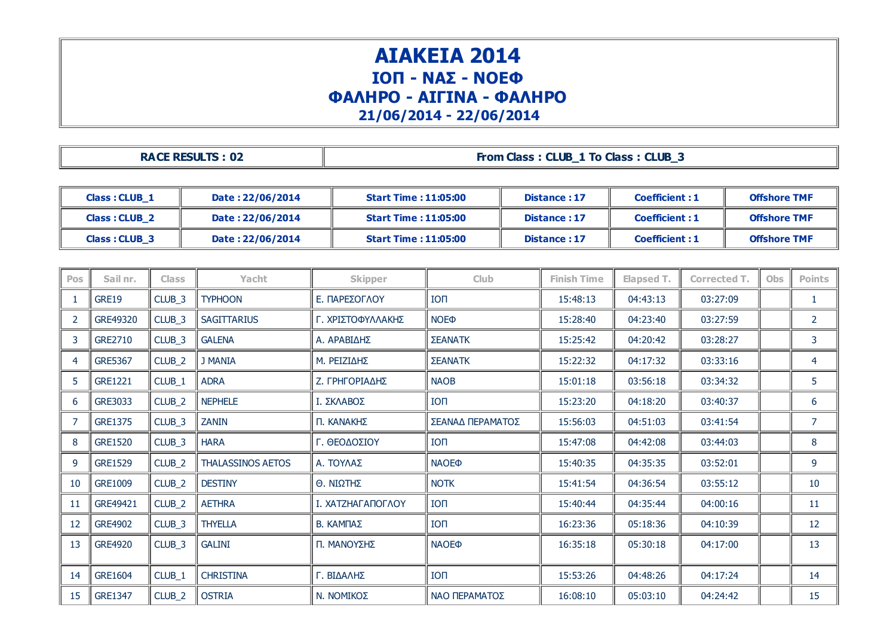# ΑΙΑΚΕΙΑ 2014
## ΙΟΠ - ΝΑΣ - ΝΟΕΦ
## ΦΑΛΗΡΟ - ΑΙΓΙΝΑ - ΦΑΛΗΡΟ
## 21/06/2014 - 22/06/2014

| RACE RESULTS : 02 | From Class : CLUB_1 To Class : CLUB_3 |
|---|---|

| Class : CLUB_1 | Date : 22/06/2014 | Start Time : 11:05:00 | Distance : 17 | Coefficient : 1 | Offshore TMF |
|---|---|---|---|---|---|
| Class : CLUB_2 | Date : 22/06/2014 | Start Time : 11:05:00 | Distance : 17 | Coefficient : 1 | Offshore TMF |
| Class : CLUB_3 | Date : 22/06/2014 | Start Time : 11:05:00 | Distance : 17 | Coefficient : 1 | Offshore TMF |

| Pos | Sail nr. | Class | Yacht | Skipper | Club | Finish Time | Elapsed T. | Corrected T. | Obs | Points |
|---|---|---|---|---|---|---|---|---|---|---|
| 1 | GRE19 | CLUB_3 | TYPHOON | Ε. ΠΑΡΕΣΟΓΛΟΥ | ΙΟΠ | 15:48:13 | 04:43:13 | 03:27:09 | | 1 |
| 2 | GRE49320 | CLUB_3 | SAGITTARIUS | Γ. ΧΡΙΣΤΟΦΥΛΛΑΚΗΣ | ΝΟΕΦ | 15:28:40 | 04:23:40 | 03:27:59 | | 2 |
| 3 | GRE2710 | CLUB_3 | GALENA | Α. ΑΡΑΒΙΔΗΣ | ΣΕΑΝΑΤΚ | 15:25:42 | 04:20:42 | 03:28:27 | | 3 |
| 4 | GRE5367 | CLUB_2 | J MANIA | Μ. ΡΕΙΖΙΔΗΣ | ΣΕΑΝΑΤΚ | 15:22:32 | 04:17:32 | 03:33:16 | | 4 |
| 5 | GRE1221 | CLUB_1 | ADRA | Ζ. ΓΡΗΓΟΡΙΑΔΗΣ | ΝΑΟΒ | 15:01:18 | 03:56:18 | 03:34:32 | | 5 |
| 6 | GRE3033 | CLUB_2 | NEPHELE | Ι. ΣΚΛΑΒΟΣ | ΙΟΠ | 15:23:20 | 04:18:20 | 03:40:37 | | 6 |
| 7 | GRE1375 | CLUB_3 | ZANIN | Π. ΚΑΝΑΚΗΣ | ΣΕΑΝΑΔ ΠΕΡΑΜΑΤΟΣ | 15:56:03 | 04:51:03 | 03:41:54 | | 7 |
| 8 | GRE1520 | CLUB_3 | HARA | Γ. ΘΕΟΔΟΣΙΟΥ | ΙΟΠ | 15:47:08 | 04:42:08 | 03:44:03 | | 8 |
| 9 | GRE1529 | CLUB_2 | THALASSINOS AETOS | Α. ΤΟΥΛΑΣ | ΝΑΟΕΦ | 15:40:35 | 04:35:35 | 03:52:01 | | 9 |
| 10 | GRE1009 | CLUB_2 | DESTINY | Θ. ΝΙΩΤΗΣ | ΝΟΤΚ | 15:41:54 | 04:36:54 | 03:55:12 | | 10 |
| 11 | GRE49421 | CLUB_2 | AETHRA | Ι. ΧΑΤΖΗΑΓΑΠΟΓΛΟΥ | ΙΟΠ | 15:40:44 | 04:35:44 | 04:00:16 | | 11 |
| 12 | GRE4902 | CLUB_3 | THYELLA | Β. ΚΑΜΠΑΣ | ΙΟΠ | 16:23:36 | 05:18:36 | 04:10:39 | | 12 |
| 13 | GRE4920 | CLUB_3 | GALINI | Π. ΜΑΝΟΥΣΗΣ | ΝΑΟΕΦ | 16:35:18 | 05:30:18 | 04:17:00 | | 13 |
| 14 | GRE1604 | CLUB_1 | CHRISTINA | Γ. ΒΙΔΑΛΗΣ | ΙΟΠ | 15:53:26 | 04:48:26 | 04:17:24 | | 14 |
| 15 | GRE1347 | CLUB_2 | OSTRIA | Ν. ΝΟΜΙΚΟΣ | ΝΑΟ ΠΕΡΑΜΑΤΟΣ | 16:08:10 | 05:03:10 | 04:24:42 | | 15 |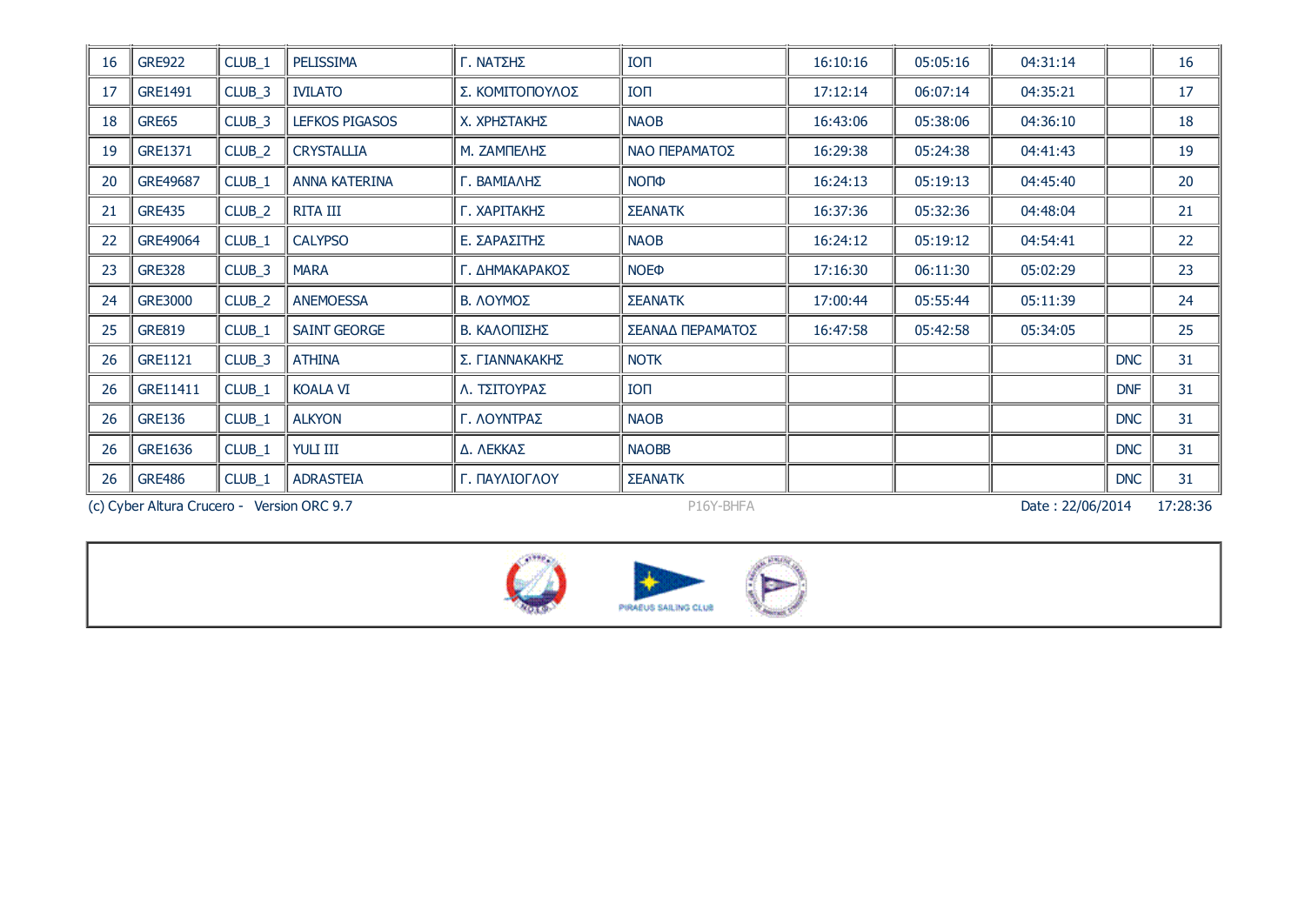| | | | | | | | | | | |
|---|---|---|---|---|---|---|---|---|---|---|
| 16 | GRE922 | CLUB_1 | PELISSIMA | Γ. ΝΑΤΣΗΣ | ΙΟΠ | 16:10:16 | 05:05:16 | 04:31:14 | | 16 |
| 17 | GRE1491 | CLUB_3 | IVILATO | Σ. ΚΟΜΙΤΟΠΟΥΛΟΣ | ΙΟΠ | 17:12:14 | 06:07:14 | 04:35:21 | | 17 |
| 18 | GRE65 | CLUB_3 | LEFKOS PIGASOS | Χ. ΧΡΗΣΤΑΚΗΣ | ΝΑΟΒ | 16:43:06 | 05:38:06 | 04:36:10 | | 18 |
| 19 | GRE1371 | CLUB_2 | CRYSTALLIA | Μ. ΖΑΜΠΕΛΗΣ | ΝΑΟ ΠΕΡΑΜΑΤΟΣ | 16:29:38 | 05:24:38 | 04:41:43 | | 19 |
| 20 | GRE49687 | CLUB_1 | ANNA KATERINA | Γ. ΒΑΜΙΑΛΗΣ | ΝΟΠΦ | 16:24:13 | 05:19:13 | 04:45:40 | | 20 |
| 21 | GRE435 | CLUB_2 | RITA III | Γ. ΧΑΡΙΤΑΚΗΣ | ΣΕΑΝΑΤΚ | 16:37:36 | 05:32:36 | 04:48:04 | | 21 |
| 22 | GRE49064 | CLUB_1 | CALYPSO | Ε. ΣΑΡΑΣΙΤΗΣ | ΝΑΟΒ | 16:24:12 | 05:19:12 | 04:54:41 | | 22 |
| 23 | GRE328 | CLUB_3 | MARA | Γ. ΔΗΜΑΚΑΡΑΚΟΣ | ΝΟΕΦ | 17:16:30 | 06:11:30 | 05:02:29 | | 23 |
| 24 | GRE3000 | CLUB_2 | ANEMOESSA | Β. ΛΟΥΜΟΣ | ΣΕΑΝΑΤΚ | 17:00:44 | 05:55:44 | 05:11:39 | | 24 |
| 25 | GRE819 | CLUB_1 | SAINT GEORGE | Β. ΚΑΛΟΠΙΣΗΣ | ΣΕΑΝΑΔ ΠΕΡΑΜΑΤΟΣ | 16:47:58 | 05:42:58 | 05:34:05 | | 25 |
| 26 | GRE1121 | CLUB_3 | ATHINA | Σ. ΓΙΑΝΝΑΚΑΚΗΣ | ΝΟΤΚ | | | | DNC | 31 |
| 26 | GRE11411 | CLUB_1 | KOALA VI | Λ. ΤΣΙΤΟΥΡΑΣ | ΙΟΠ | | | | DNF | 31 |
| 26 | GRE136 | CLUB_1 | ALKYON | Γ. ΛΟΥΝΤΡΑΣ | ΝΑΟΒ | | | | DNC | 31 |
| 26 | GRE1636 | CLUB_1 | YULI III | Δ. ΛΕΚΚΑΣ | ΝΑΟΒΒ | | | | DNC | 31 |
| 26 | GRE486 | CLUB_1 | ADRASTEIA | Γ. ΠΑΥΛΙΟΓΛΟΥ | ΣΕΑΝΑΤΚ | | | | DNC | 31 |

(c) Cyber Altura Crucero - Version ORC 9.7 P16Y-BHFA Date : 22/06/2014 17:28:36

PIRAEUS SAILING CLUB